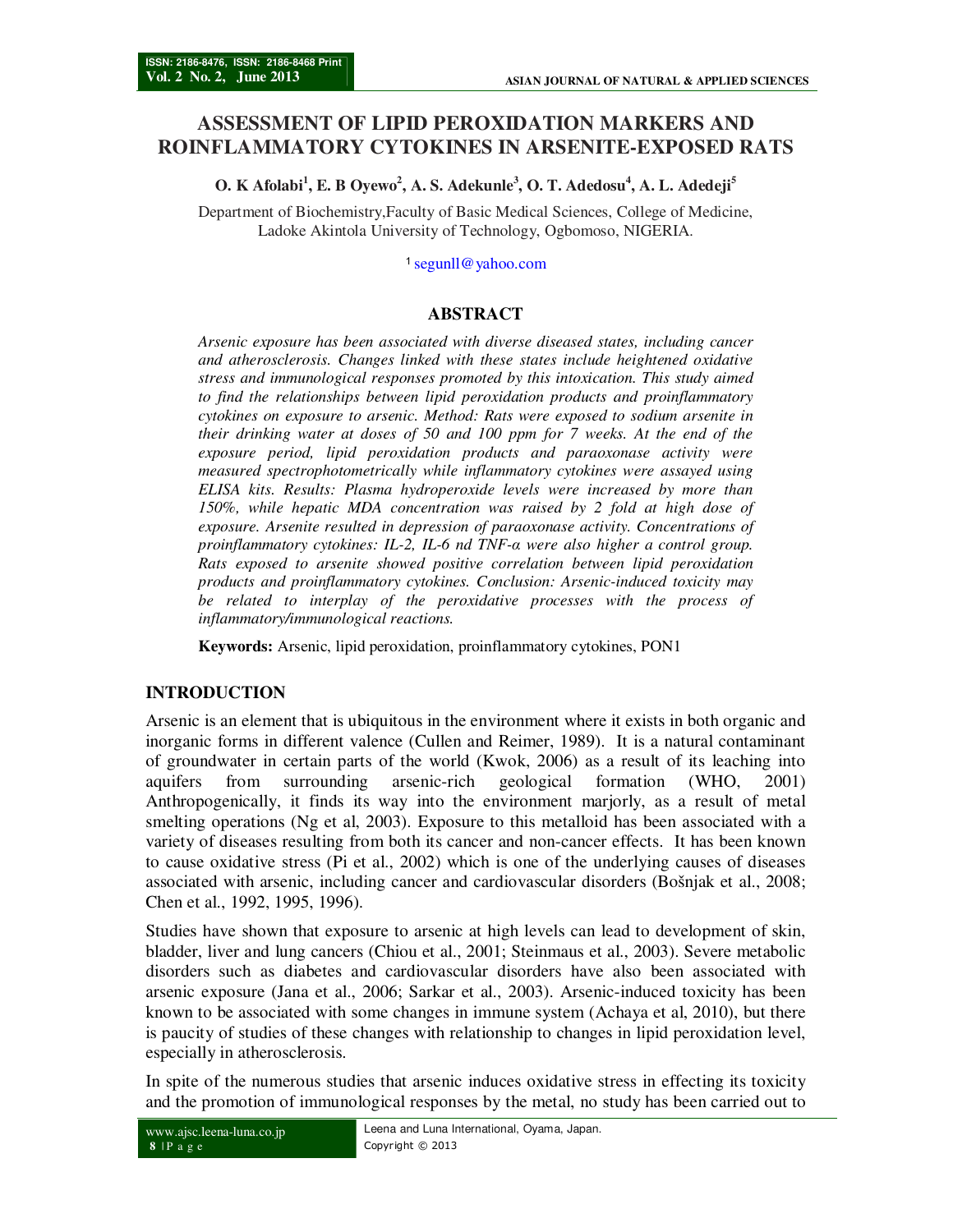# ASSESSMENT OF LIPID PEROXIDATION MARKERS AND ROINFLAMMATORY CYTOKINES IN ARSENITE-EXPOSED RATS

**O. K Afolabi[1], E. B Oyewo[2], A. S. Adekunle[3], O. T. Adedosu[4], A. L. Adedeji[5]**

Department of Biochemistry,Faculty of Basic Medical Sciences, College of Medicine, Ladoke Akintola University of Technology, Ogbomoso, NIGERIA.

[1] segunll@yahoo.com

## ABSTRACT

*Arsenic exposure has been associated with diverse diseased states, including cancer and atherosclerosis. Changes linked with these states include heightened oxidative stress and immunological responses promoted by this intoxication. This study aimed to find the relationships between lipid peroxidation products and proinflammatory cytokines on exposure to arsenic. Method: Rats were exposed to sodium arsenite in their drinking water at doses of 50 and 100 ppm for 7 weeks. At the end of the exposure period, lipid peroxidation products and paraoxonase activity were measured spectrophotometrically while inflammatory cytokines were assayed using ELISA kits. Results: Plasma hydroperoxide levels were increased by more than 150%, while hepatic MDA concentration was raised by 2 fold at high dose of exposure. Arsenite resulted in depression of paraoxonase activity. Concentrations of proinflammatory cytokines: IL-2, IL-6 nd TNF-α were also higher a control group. Rats exposed to arsenite showed positive correlation between lipid peroxidation products and proinflammatory cytokines. Conclusion: Arsenic-induced toxicity may be related to interplay of the peroxidative processes with the process of inflammatory/immunological reactions.*

**Keywords:** Arsenic, lipid peroxidation, proinflammatory cytokines, PON1

## INTRODUCTION

Arsenic is an element that is ubiquitous in the environment where it exists in both organic and inorganic forms in different valence (Cullen and Reimer, 1989). It is a natural contaminant of groundwater in certain parts of the world (Kwok, 2006) as a result of its leaching into aquifers from surrounding arsenic-rich geological formation (WHO, 2001) Anthropogenically, it finds its way into the environment marjorly, as a result of metal smelting operations (Ng et al, 2003). Exposure to this metalloid has been associated with a variety of diseases resulting from both its cancer and non-cancer effects. It has been known to cause oxidative stress (Pi et al., 2002) which is one of the underlying causes of diseases associated with arsenic, including cancer and cardiovascular disorders (Bošnjak et al., 2008; Chen et al., 1992, 1995, 1996).

Studies have shown that exposure to arsenic at high levels can lead to development of skin, bladder, liver and lung cancers (Chiou et al., 2001; Steinmaus et al., 2003). Severe metabolic disorders such as diabetes and cardiovascular disorders have also been associated with arsenic exposure (Jana et al., 2006; Sarkar et al., 2003). Arsenic-induced toxicity has been known to be associated with some changes in immune system (Achaya et al, 2010), but there is paucity of studies of these changes with relationship to changes in lipid peroxidation level, especially in atherosclerosis.

In spite of the numerous studies that arsenic induces oxidative stress in effecting its toxicity and the promotion of immunological responses by the metal, no study has been carried out to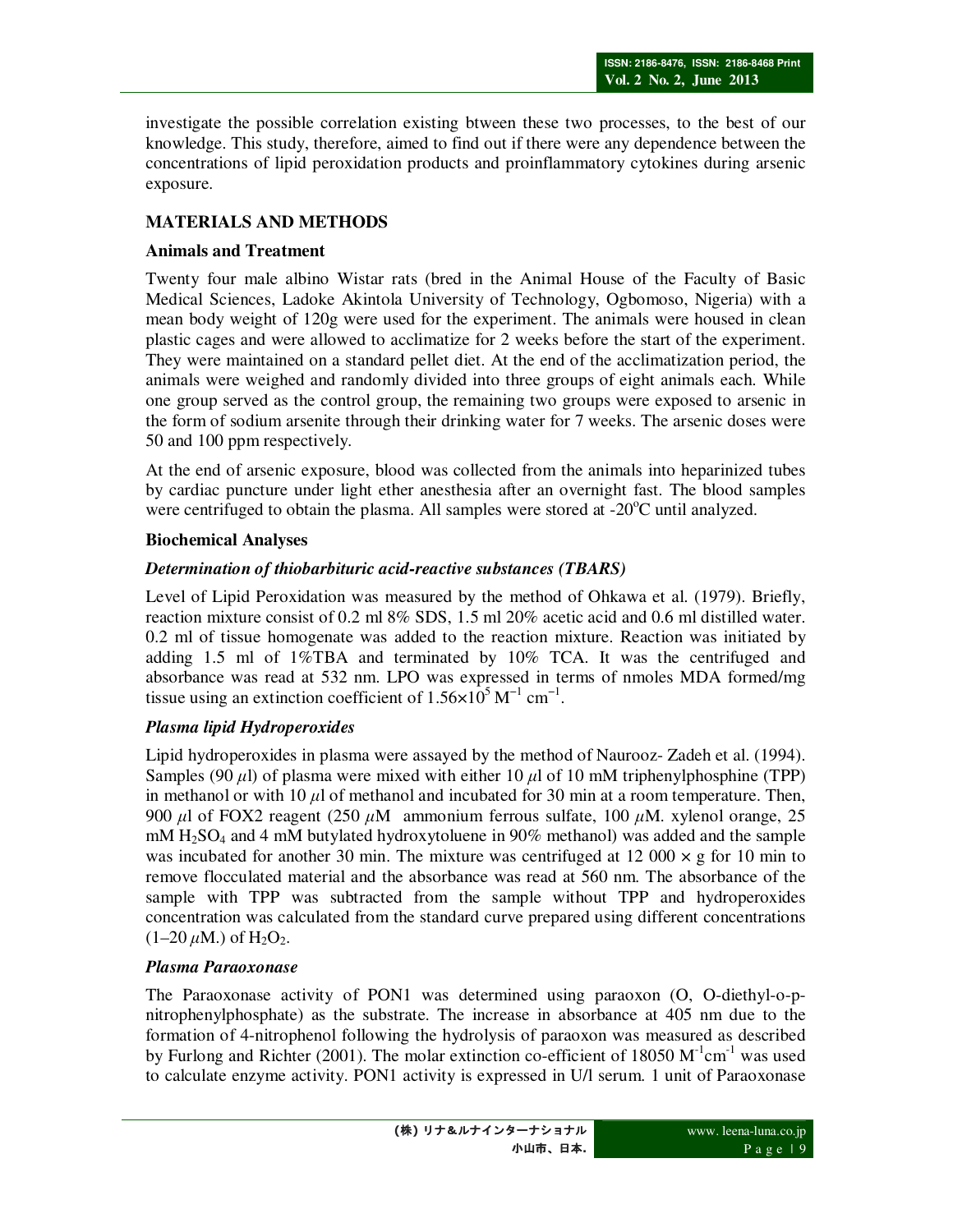investigate the possible correlation existing btween these two processes, to the best of our knowledge. This study, therefore, aimed to find out if there were any dependence between the concentrations of lipid peroxidation products and proinflammatory cytokines during arsenic exposure.

## MATERIALS AND METHODS

### Animals and Treatment

Twenty four male albino Wistar rats (bred in the Animal House of the Faculty of Basic Medical Sciences, Ladoke Akintola University of Technology, Ogbomoso, Nigeria) with a mean body weight of 120g were used for the experiment. The animals were housed in clean plastic cages and were allowed to acclimatize for 2 weeks before the start of the experiment. They were maintained on a standard pellet diet. At the end of the acclimatization period, the animals were weighed and randomly divided into three groups of eight animals each. While one group served as the control group, the remaining two groups were exposed to arsenic in the form of sodium arsenite through their drinking water for 7 weeks. The arsenic doses were 50 and 100 ppm respectively.

At the end of arsenic exposure, blood was collected from the animals into heparinized tubes by cardiac puncture under light ether anesthesia after an overnight fast. The blood samples were centrifuged to obtain the plasma. All samples were stored at -20$^{o}$C until analyzed.

### Biochemical Analyses

#### *Determination of thiobarbituric acid-reactive substances (TBARS)*

Level of Lipid Peroxidation was measured by the method of Ohkawa et al. (1979). Briefly, reaction mixture consist of 0.2 ml 8% SDS, 1.5 ml 20% acetic acid and 0.6 ml distilled water. 0.2 ml of tissue homogenate was added to the reaction mixture. Reaction was initiated by adding 1.5 ml of 1%TBA and terminated by 10% TCA. It was the centrifuged and absorbance was read at 532 nm. LPO was expressed in terms of nmoles MDA formed/mg tissue using an extinction coefficient of $1.56{\times}10^{5}$ $M^{-1}$ $cm^{-1}$.

#### *Plasma lipid Hydroperoxides*

Lipid hydroperoxides in plasma were assayed by the method of Naurooz- Zadeh et al. (1994). Samples (90 $\mu$l) of plasma were mixed with either 10 $\mu$l of 10 mM triphenylphosphine (TPP) in methanol or with 10 $\mu$l of methanol and incubated for 30 min at a room temperature. Then, 900 $\mu$l of FOX2 reagent (250 $\mu$M ammonium ferrous sulfate, 100 $\mu$M. xylenol orange, 25 mM $H_2SO_4$ and 4 mM butylated hydroxytoluene in 90% methanol) was added and the sample was incubated for another 30 min. The mixture was centrifuged at 12 000 × g for 10 min to remove flocculated material and the absorbance was read at 560 nm. The absorbance of the sample with TPP was subtracted from the sample without TPP and hydroperoxides concentration was calculated from the standard curve prepared using different concentrations (1–20 $\mu$M.) of $H_2O_2$.

#### *Plasma Paraoxonase*

The Paraoxonase activity of PON1 was determined using paraoxon (O, O-diethyl-o-p-nitrophenylphosphate) as the substrate. The increase in absorbance at 405 nm due to the formation of 4-nitrophenol following the hydrolysis of paraoxon was measured as described by Furlong and Richter (2001). The molar extinction co-efficient of 18050 $M^{-1}cm^{-1}$ was used to calculate enzyme activity. PON1 activity is expressed in U/l serum. 1 unit of Paraoxonase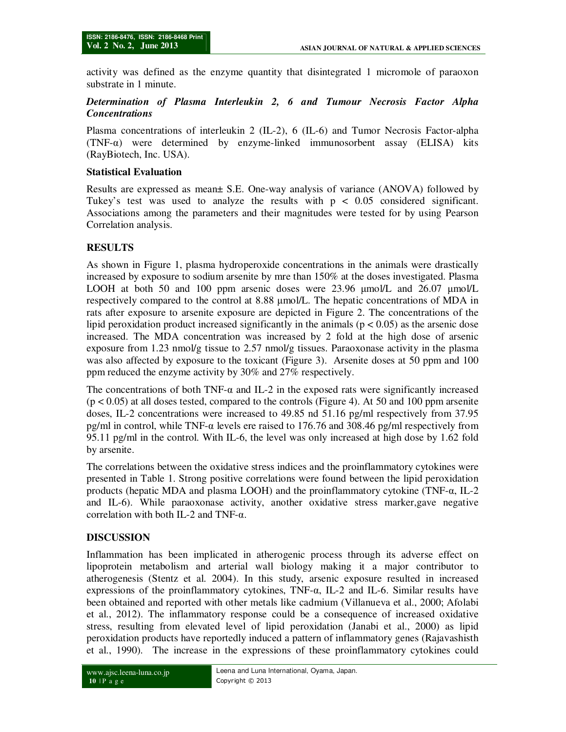activity was defined as the enzyme quantity that disintegrated 1 micromole of paraoxon substrate in 1 minute.

### *Determination of Plasma Interleukin 2, 6 and Tumour Necrosis Factor Alpha Concentrations*

Plasma concentrations of interleukin 2 (IL-2), 6 (IL-6) and Tumor Necrosis Factor-alpha (TNF-α) were determined by enzyme-linked immunosorbent assay (ELISA) kits (RayBiotech, Inc. USA).

### **Statistical Evaluation**

Results are expressed as mean± S.E. One-way analysis of variance (ANOVA) followed by Tukey's test was used to analyze the results with $p < 0.05$ considered significant. Associations among the parameters and their magnitudes were tested for by using Pearson Correlation analysis.

## **RESULTS**

As shown in Figure 1, plasma hydroperoxide concentrations in the animals were drastically increased by exposure to sodium arsenite by mre than 150% at the doses investigated. Plasma LOOH at both 50 and 100 ppm arsenic doses were 23.96 µmol/L and 26.07 µmol/L respectively compared to the control at 8.88 µmol/L. The hepatic concentrations of MDA in rats after exposure to arsenite exposure are depicted in Figure 2. The concentrations of the lipid peroxidation product increased significantly in the animals ($p < 0.05$) as the arsenic dose increased. The MDA concentration was increased by 2 fold at the high dose of arsenic exposure from 1.23 nmol/g tissue to 2.57 nmol/g tissues. Paraoxonase activity in the plasma was also affected by exposure to the toxicant (Figure 3). Arsenite doses at 50 ppm and 100 ppm reduced the enzyme activity by 30% and 27% respectively.

The concentrations of both TNF-α and IL-2 in the exposed rats were significantly increased ($p < 0.05$) at all doses tested, compared to the controls (Figure 4). At 50 and 100 ppm arsenite doses, IL-2 concentrations were increased to 49.85 nd 51.16 pg/ml respectively from 37.95 pg/ml in control, while TNF-α levels ere raised to 176.76 and 308.46 pg/ml respectively from 95.11 pg/ml in the control. With IL-6, the level was only increased at high dose by 1.62 fold by arsenite.

The correlations between the oxidative stress indices and the proinflammatory cytokines were presented in Table 1. Strong positive correlations were found between the lipid peroxidation products (hepatic MDA and plasma LOOH) and the proinflammatory cytokine (TNF-α, IL-2 and IL-6). While paraoxonase activity, another oxidative stress marker,gave negative correlation with both IL-2 and TNF-α.

## **DISCUSSION**

Inflammation has been implicated in atherogenic process through its adverse effect on lipoprotein metabolism and arterial wall biology making it a major contributor to atherogenesis (Stentz et al. 2004). In this study, arsenic exposure resulted in increased expressions of the proinflammatory cytokines, TNF-α, IL-2 and IL-6. Similar results have been obtained and reported with other metals like cadmium (Villanueva et al., 2000; Afolabi et al., 2012). The inflammatory response could be a consequence of increased oxidative stress, resulting from elevated level of lipid peroxidation (Janabi et al., 2000) as lipid peroxidation products have reportedly induced a pattern of inflammatory genes (Rajavashisth et al., 1990). The increase in the expressions of these proinflammatory cytokines could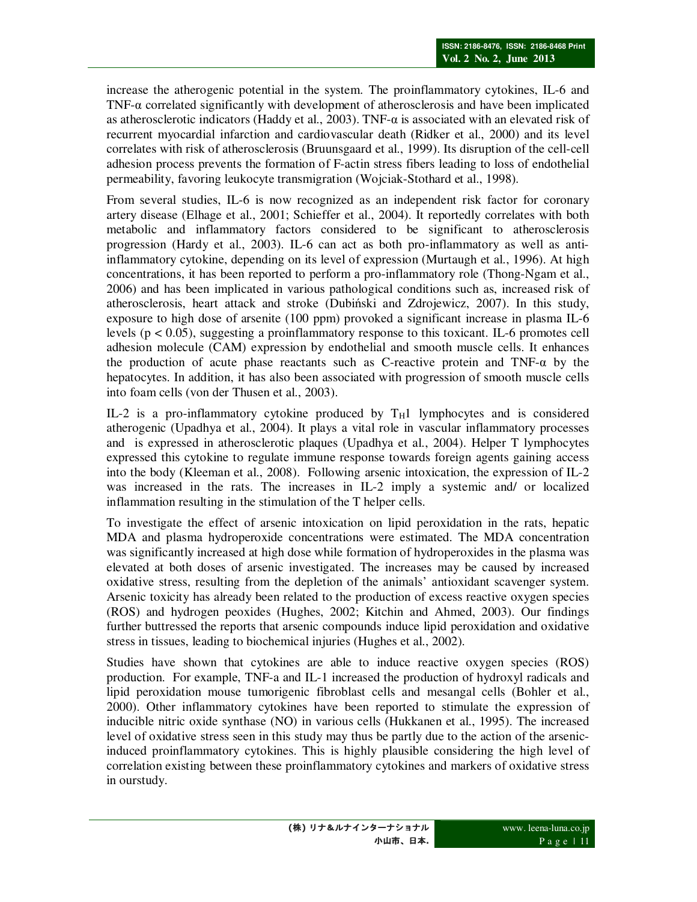increase the atherogenic potential in the system. The proinflammatory cytokines, IL-6 and TNF-α correlated significantly with development of atherosclerosis and have been implicated as atherosclerotic indicators (Haddy et al., 2003). TNF-α is associated with an elevated risk of recurrent myocardial infarction and cardiovascular death (Ridker et al., 2000) and its level correlates with risk of atherosclerosis (Bruunsgaard et al., 1999). Its disruption of the cell-cell adhesion process prevents the formation of F-actin stress fibers leading to loss of endothelial permeability, favoring leukocyte transmigration (Wojciak-Stothard et al., 1998).

From several studies, IL-6 is now recognized as an independent risk factor for coronary artery disease (Elhage et al., 2001; Schieffer et al., 2004). It reportedly correlates with both metabolic and inflammatory factors considered to be significant to atherosclerosis progression (Hardy et al., 2003). IL-6 can act as both pro-inflammatory as well as anti-inflammatory cytokine, depending on its level of expression (Murtaugh et al., 1996). At high concentrations, it has been reported to perform a pro-inflammatory role (Thong-Ngam et al., 2006) and has been implicated in various pathological conditions such as, increased risk of atherosclerosis, heart attack and stroke (Dubiński and Zdrojewicz, 2007). In this study, exposure to high dose of arsenite (100 ppm) provoked a significant increase in plasma IL-6 levels ($p < 0.05$), suggesting a proinflammatory response to this toxicant. IL-6 promotes cell adhesion molecule (CAM) expression by endothelial and smooth muscle cells. It enhances the production of acute phase reactants such as C-reactive protein and TNF-α by the hepatocytes. In addition, it has also been associated with progression of smooth muscle cells into foam cells (von der Thusen et al., 2003).

IL-2 is a pro-inflammatory cytokine produced by $T_H1$ lymphocytes and is considered atherogenic (Upadhya et al., 2004). It plays a vital role in vascular inflammatory processes and is expressed in atherosclerotic plaques (Upadhya et al., 2004). Helper T lymphocytes expressed this cytokine to regulate immune response towards foreign agents gaining access into the body (Kleeman et al., 2008). Following arsenic intoxication, the expression of IL-2 was increased in the rats. The increases in IL-2 imply a systemic and/ or localized inflammation resulting in the stimulation of the T helper cells.

To investigate the effect of arsenic intoxication on lipid peroxidation in the rats, hepatic MDA and plasma hydroperoxide concentrations were estimated. The MDA concentration was significantly increased at high dose while formation of hydroperoxides in the plasma was elevated at both doses of arsenic investigated. The increases may be caused by increased oxidative stress, resulting from the depletion of the animals' antioxidant scavenger system. Arsenic toxicity has already been related to the production of excess reactive oxygen species (ROS) and hydrogen peoxides (Hughes, 2002; Kitchin and Ahmed, 2003). Our findings further buttressed the reports that arsenic compounds induce lipid peroxidation and oxidative stress in tissues, leading to biochemical injuries (Hughes et al., 2002).

Studies have shown that cytokines are able to induce reactive oxygen species (ROS) production. For example, TNF-a and IL-1 increased the production of hydroxyl radicals and lipid peroxidation mouse tumorigenic fibroblast cells and mesangal cells (Bohler et al., 2000). Other inflammatory cytokines have been reported to stimulate the expression of inducible nitric oxide synthase (NO) in various cells (Hukkanen et al., 1995). The increased level of oxidative stress seen in this study may thus be partly due to the action of the arsenic-induced proinflammatory cytokines. This is highly plausible considering the high level of correlation existing between these proinflammatory cytokines and markers of oxidative stress in ourstudy.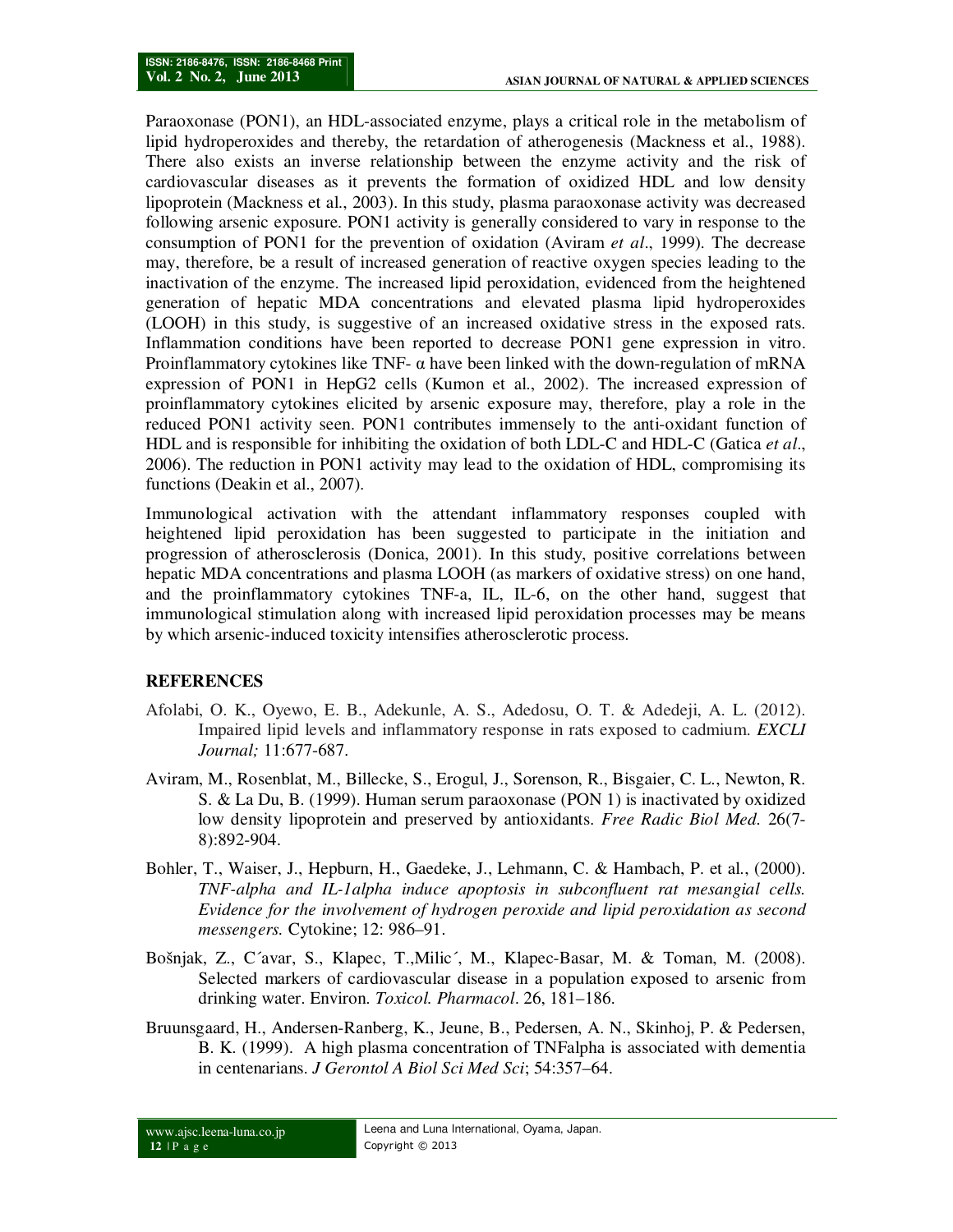Paraoxonase (PON1), an HDL-associated enzyme, plays a critical role in the metabolism of lipid hydroperoxides and thereby, the retardation of atherogenesis (Mackness et al., 1988). There also exists an inverse relationship between the enzyme activity and the risk of cardiovascular diseases as it prevents the formation of oxidized HDL and low density lipoprotein (Mackness et al., 2003). In this study, plasma paraoxonase activity was decreased following arsenic exposure. PON1 activity is generally considered to vary in response to the consumption of PON1 for the prevention of oxidation (Aviram *et al*., 1999). The decrease may, therefore, be a result of increased generation of reactive oxygen species leading to the inactivation of the enzyme. The increased lipid peroxidation, evidenced from the heightened generation of hepatic MDA concentrations and elevated plasma lipid hydroperoxides (LOOH) in this study, is suggestive of an increased oxidative stress in the exposed rats. Inflammation conditions have been reported to decrease PON1 gene expression in vitro. Proinflammatory cytokines like TNF- α have been linked with the down-regulation of mRNA expression of PON1 in HepG2 cells (Kumon et al., 2002). The increased expression of proinflammatory cytokines elicited by arsenic exposure may, therefore, play a role in the reduced PON1 activity seen. PON1 contributes immensely to the anti-oxidant function of HDL and is responsible for inhibiting the oxidation of both LDL-C and HDL-C (Gatica *et al*., 2006). The reduction in PON1 activity may lead to the oxidation of HDL, compromising its functions (Deakin et al., 2007).

Immunological activation with the attendant inflammatory responses coupled with heightened lipid peroxidation has been suggested to participate in the initiation and progression of atherosclerosis (Donica, 2001). In this study, positive correlations between hepatic MDA concentrations and plasma LOOH (as markers of oxidative stress) on one hand, and the proinflammatory cytokines TNF-a, IL, IL-6, on the other hand, suggest that immunological stimulation along with increased lipid peroxidation processes may be means by which arsenic-induced toxicity intensifies atherosclerotic process.

## REFERENCES

Afolabi, O. K., Oyewo, E. B., Adekunle, A. S., Adedosu, O. T. & Adedeji, A. L. (2012). Impaired lipid levels and inflammatory response in rats exposed to cadmium. *EXCLI Journal;* 11:677-687.

Aviram, M., Rosenblat, M., Billecke, S., Erogul, J., Sorenson, R., Bisgaier, C. L., Newton, R. S. & La Du, B. (1999). Human serum paraoxonase (PON 1) is inactivated by oxidized low density lipoprotein and preserved by antioxidants. *Free Radic Biol Med.* 26(7-8):892-904.

Bohler, T., Waiser, J., Hepburn, H., Gaedeke, J., Lehmann, C. & Hambach, P. et al., (2000). *TNF-alpha and IL-1alpha induce apoptosis in subconfluent rat mesangial cells. Evidence for the involvement of hydrogen peroxide and lipid peroxidation as second messengers.* Cytokine; 12: 986–91.

Bošnjak, Z., C´avar, S., Klapec, T.,Milic´, M., Klapec-Basar, M. & Toman, M. (2008). Selected markers of cardiovascular disease in a population exposed to arsenic from drinking water. Environ. *Toxicol. Pharmacol*. 26, 181–186.

Bruunsgaard, H., Andersen-Ranberg, K., Jeune, B., Pedersen, A. N., Skinhoj, P. & Pedersen, B. K. (1999). A high plasma concentration of TNFalpha is associated with dementia in centenarians. *J Gerontol A Biol Sci Med Sci*; 54:357–64.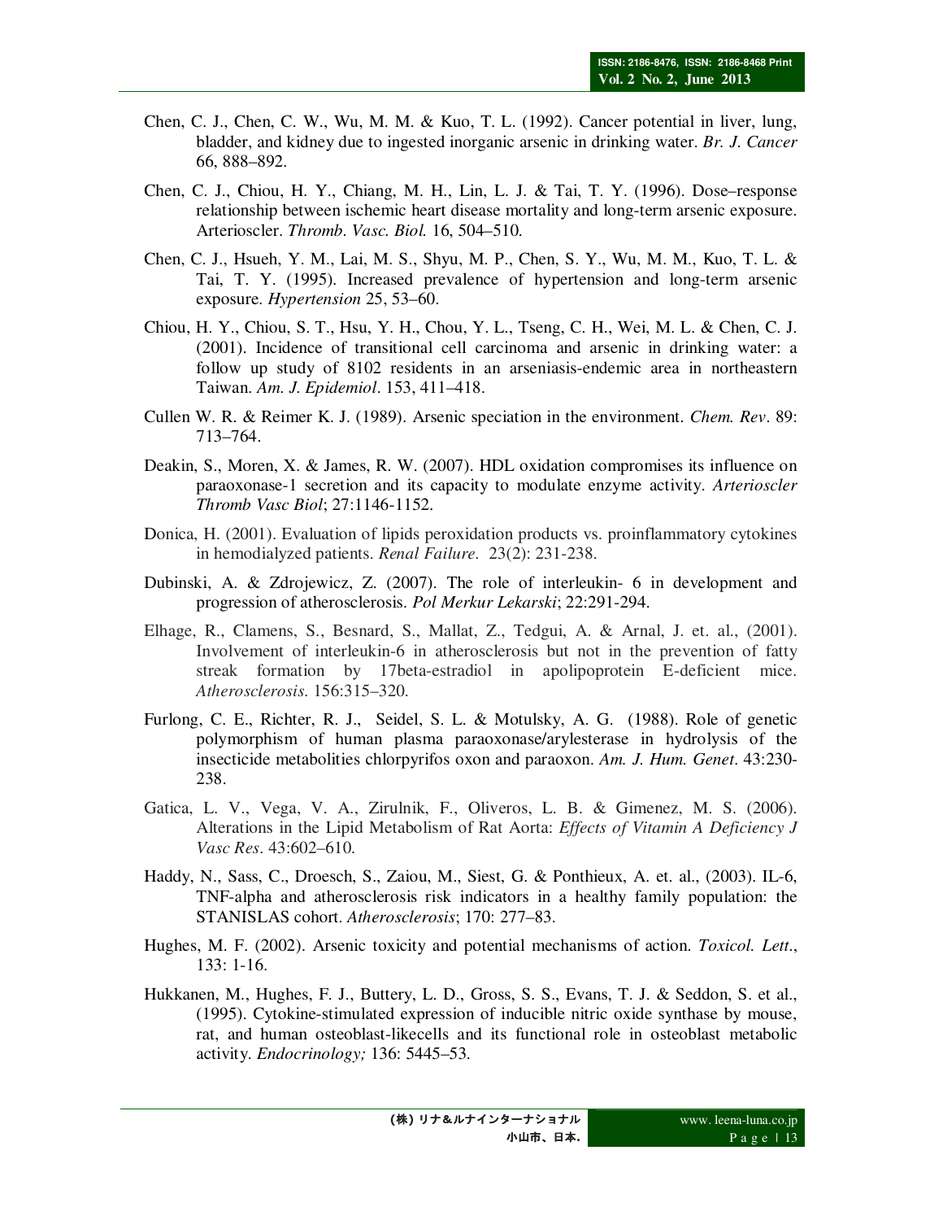Chen, C. J., Chen, C. W., Wu, M. M. & Kuo, T. L. (1992). Cancer potential in liver, lung, bladder, and kidney due to ingested inorganic arsenic in drinking water. *Br. J. Cancer* 66, 888–892.

Chen, C. J., Chiou, H. Y., Chiang, M. H., Lin, L. J. & Tai, T. Y. (1996). Dose–response relationship between ischemic heart disease mortality and long-term arsenic exposure. Arterioscler. *Thromb. Vasc. Biol.* 16, 504–510.

Chen, C. J., Hsueh, Y. M., Lai, M. S., Shyu, M. P., Chen, S. Y., Wu, M. M., Kuo, T. L. & Tai, T. Y. (1995). Increased prevalence of hypertension and long-term arsenic exposure. *Hypertension* 25, 53–60.

Chiou, H. Y., Chiou, S. T., Hsu, Y. H., Chou, Y. L., Tseng, C. H., Wei, M. L. & Chen, C. J. (2001). Incidence of transitional cell carcinoma and arsenic in drinking water: a follow up study of 8102 residents in an arseniasis-endemic area in northeastern Taiwan. *Am. J. Epidemiol*. 153, 411–418.

Cullen W. R. & Reimer K. J. (1989). Arsenic speciation in the environment. *Chem. Rev*. 89: 713–764.

Deakin, S., Moren, X. & James, R. W. (2007). HDL oxidation compromises its influence on paraoxonase-1 secretion and its capacity to modulate enzyme activity. *Arterioscler Thromb Vasc Biol*; 27:1146-1152.

Donica, H. (2001). Evaluation of lipids peroxidation products vs. proinflammatory cytokines in hemodialyzed patients. *Renal Failure*. 23(2): 231-238.

Dubinski, A. & Zdrojewicz, Z. (2007). The role of interleukin- 6 in development and progression of atherosclerosis. *Pol Merkur Lekarski*; 22:291-294.

Elhage, R., Clamens, S., Besnard, S., Mallat, Z., Tedgui, A. & Arnal, J. et. al., (2001). Involvement of interleukin-6 in atherosclerosis but not in the prevention of fatty streak formation by 17beta-estradiol in apolipoprotein E-deficient mice. *Atherosclerosis.* 156:315–320.

Furlong, C. E., Richter, R. J., Seidel, S. L. & Motulsky, A. G. (1988). Role of genetic polymorphism of human plasma paraoxonase/arylesterase in hydrolysis of the insecticide metabolities chlorpyrifos oxon and paraoxon. *Am. J. Hum. Genet*. 43:230-238.

Gatica, L. V., Vega, V. A., Zirulnik, F., Oliveros, L. B. & Gimenez, M. S. (2006). Alterations in the Lipid Metabolism of Rat Aorta: *Effects of Vitamin A Deficiency J Vasc Res*. 43:602–610.

Haddy, N., Sass, C., Droesch, S., Zaiou, M., Siest, G. & Ponthieux, A. et. al., (2003). IL-6, TNF-alpha and atherosclerosis risk indicators in a healthy family population: the STANISLAS cohort. *Atherosclerosis*; 170: 277–83.

Hughes, M. F. (2002). Arsenic toxicity and potential mechanisms of action. *Toxicol. Lett*., 133: 1-16.

Hukkanen, M., Hughes, F. J., Buttery, L. D., Gross, S. S., Evans, T. J. & Seddon, S. et al., (1995). Cytokine-stimulated expression of inducible nitric oxide synthase by mouse, rat, and human osteoblast-likecells and its functional role in osteoblast metabolic activity. *Endocrinology;* 136: 5445–53.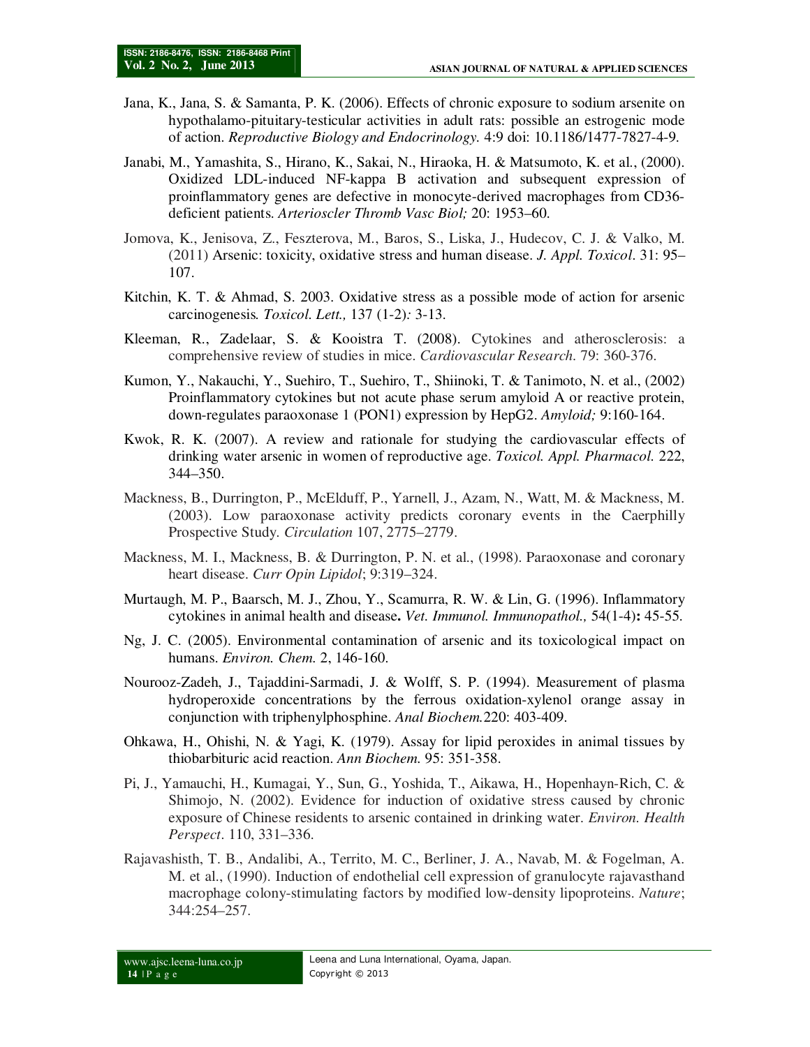Jana, K., Jana, S. & Samanta, P. K. (2006). Effects of chronic exposure to sodium arsenite on hypothalamo-pituitary-testicular activities in adult rats: possible an estrogenic mode of action. *Reproductive Biology and Endocrinology.* 4:9 doi: 10.1186/1477-7827-4-9.

Janabi, M., Yamashita, S., Hirano, K., Sakai, N., Hiraoka, H. & Matsumoto, K. et al., (2000). Oxidized LDL-induced NF-kappa B activation and subsequent expression of proinflammatory genes are defective in monocyte-derived macrophages from CD36-deficient patients. *Arterioscler Thromb Vasc Biol;* 20: 1953–60.

Jomova, K., Jenisova, Z., Feszterova, M., Baros, S., Liska, J., Hudecov, C. J. & Valko, M. (2011) Arsenic: toxicity, oxidative stress and human disease. *J. Appl. Toxicol*. 31: 95–107.

Kitchin, K. T. & Ahmad, S. 2003. Oxidative stress as a possible mode of action for arsenic carcinogenesis. *Toxicol. Lett.,* 137 (1-2)*:* 3-13.

Kleeman, R., Zadelaar, S. & Kooistra T. (2008). Cytokines and atherosclerosis: a comprehensive review of studies in mice. *Cardiovascular Research*. 79: 360-376.

Kumon, Y., Nakauchi, Y., Suehiro, T., Suehiro, T., Shiinoki, T. & Tanimoto, N. et al., (2002) Proinflammatory cytokines but not acute phase serum amyloid A or reactive protein, down-regulates paraoxonase 1 (PON1) expression by HepG2. *Amyloid;* 9:160-164.

Kwok, R. K. (2007). A review and rationale for studying the cardiovascular effects of drinking water arsenic in women of reproductive age. *Toxicol. Appl. Pharmacol.* 222, 344–350.

Mackness, B., Durrington, P., McElduff, P., Yarnell, J., Azam, N., Watt, M. & Mackness, M. (2003). Low paraoxonase activity predicts coronary events in the Caerphilly Prospective Study. *Circulation* 107, 2775–2779.

Mackness, M. I., Mackness, B. & Durrington, P. N. et al., (1998). Paraoxonase and coronary heart disease. *Curr Opin Lipidol*; 9:319–324.

Murtaugh, M. P., Baarsch, M. J., Zhou, Y., Scamurra, R. W. & Lin, G. (1996). Inflammatory cytokines in animal health and disease**.** *Vet. Immunol. Immunopathol.,* 54(1-4)**:** 45-55.

Ng, J. C. (2005). Environmental contamination of arsenic and its toxicological impact on humans. *Environ. Chem.* 2, 146-160.

Nourooz-Zadeh, J., Tajaddini-Sarmadi, J. & Wolff, S. P. (1994). Measurement of plasma hydroperoxide concentrations by the ferrous oxidation-xylenol orange assay in conjunction with triphenylphosphine. *Anal Biochem.*220: 403-409.

Ohkawa, H., Ohishi, N. & Yagi, K. (1979). Assay for lipid peroxides in animal tissues by thiobarbituric acid reaction. *Ann Biochem.* 95: 351-358.

Pi, J., Yamauchi, H., Kumagai, Y., Sun, G., Yoshida, T., Aikawa, H., Hopenhayn-Rich, C. & Shimojo, N. (2002). Evidence for induction of oxidative stress caused by chronic exposure of Chinese residents to arsenic contained in drinking water. *Environ. Health Perspect*. 110, 331–336.

Rajavashisth, T. B., Andalibi, A., Territo, M. C., Berliner, J. A., Navab, M. & Fogelman, A. M. et al., (1990). Induction of endothelial cell expression of granulocyte rajavasthand macrophage colony-stimulating factors by modified low-density lipoproteins. *Nature*; 344:254–257.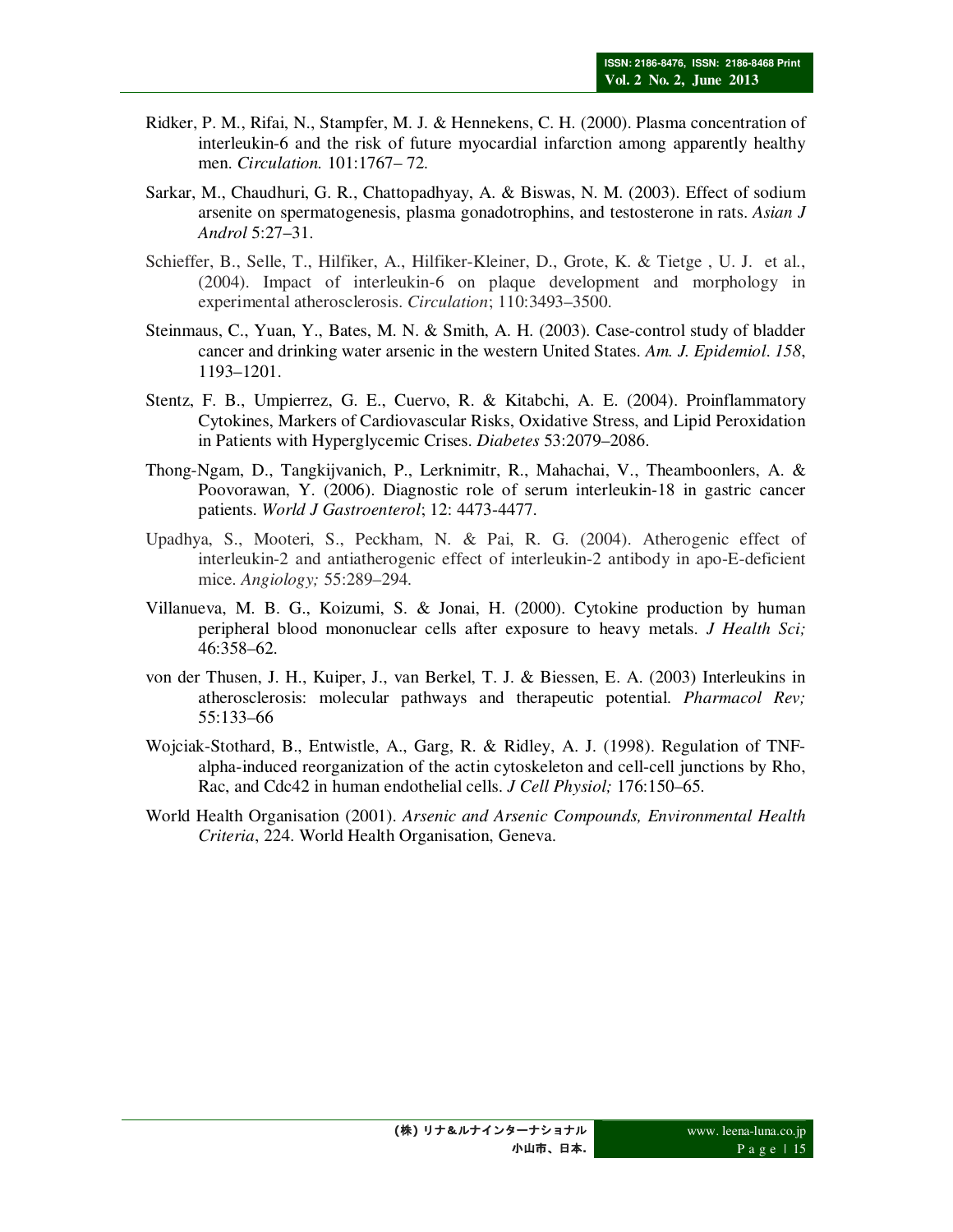Ridker, P. M., Rifai, N., Stampfer, M. J. & Hennekens, C. H. (2000). Plasma concentration of interleukin-6 and the risk of future myocardial infarction among apparently healthy men. *Circulation.* 101:1767– 72.

Sarkar, M., Chaudhuri, G. R., Chattopadhyay, A. & Biswas, N. M. (2003). Effect of sodium arsenite on spermatogenesis, plasma gonadotrophins, and testosterone in rats. *Asian J Androl* 5:27–31.

Schieffer, B., Selle, T., Hilfiker, A., Hilfiker-Kleiner, D., Grote, K. & Tietge , U. J. et al., (2004). Impact of interleukin-6 on plaque development and morphology in experimental atherosclerosis. *Circulation*; 110:3493–3500.

Steinmaus, C., Yuan, Y., Bates, M. N. & Smith, A. H. (2003). Case-control study of bladder cancer and drinking water arsenic in the western United States. *Am. J. Epidemiol. 158*, 1193–1201.

Stentz, F. B., Umpierrez, G. E., Cuervo, R. & Kitabchi, A. E. (2004). Proinflammatory Cytokines, Markers of Cardiovascular Risks, Oxidative Stress, and Lipid Peroxidation in Patients with Hyperglycemic Crises. *Diabetes* 53:2079–2086.

Thong-Ngam, D., Tangkijvanich, P., Lerknimitr, R., Mahachai, V., Theamboonlers, A. & Poovorawan, Y. (2006). Diagnostic role of serum interleukin-18 in gastric cancer patients. *World J Gastroenterol*; 12: 4473-4477.

Upadhya, S., Mooteri, S., Peckham, N. & Pai, R. G. (2004). Atherogenic effect of interleukin-2 and antiatherogenic effect of interleukin-2 antibody in apo-E-deficient mice. *Angiology;* 55:289–294.

Villanueva, M. B. G., Koizumi, S. & Jonai, H. (2000). Cytokine production by human peripheral blood mononuclear cells after exposure to heavy metals. *J Health Sci;* 46:358–62.

von der Thusen, J. H., Kuiper, J., van Berkel, T. J. & Biessen, E. A. (2003) Interleukins in atherosclerosis: molecular pathways and therapeutic potential. *Pharmacol Rev;* 55:133–66

Wojciak-Stothard, B., Entwistle, A., Garg, R. & Ridley, A. J. (1998). Regulation of TNF-alpha-induced reorganization of the actin cytoskeleton and cell-cell junctions by Rho, Rac, and Cdc42 in human endothelial cells. *J Cell Physiol;* 176:150–65.

World Health Organisation (2001). *Arsenic and Arsenic Compounds, Environmental Health Criteria*, 224. World Health Organisation, Geneva.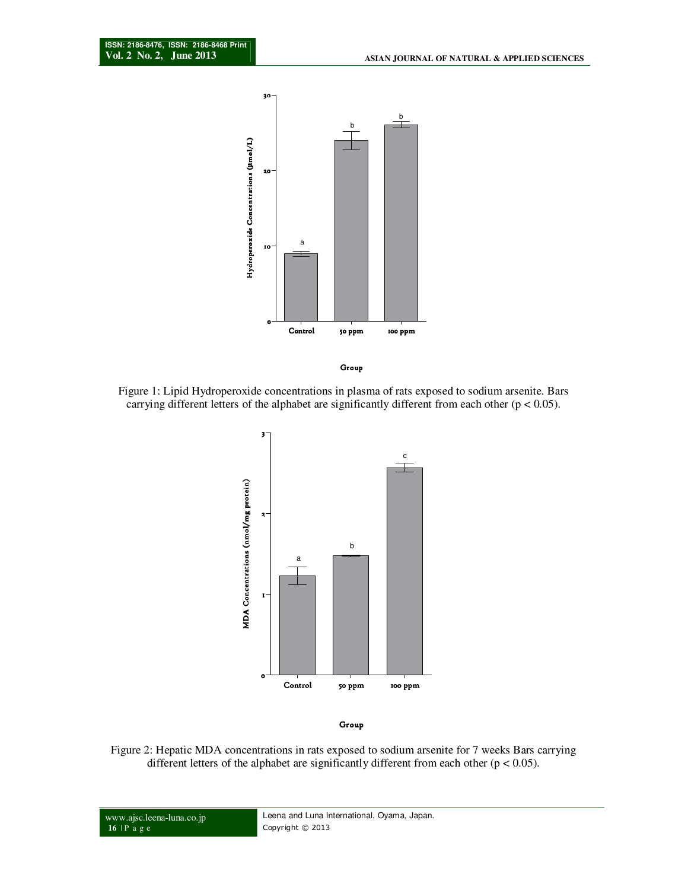Figure 1: Lipid Hydroperoxide concentrations in plasma of rats exposed to sodium arsenite. Bars carrying different letters of the alphabet are significantly different from each other ($p < 0.05$).

Figure 2: Hepatic MDA concentrations in rats exposed to sodium arsenite for 7 weeks Bars carrying different letters of the alphabet are significantly different from each other ($p < 0.05$).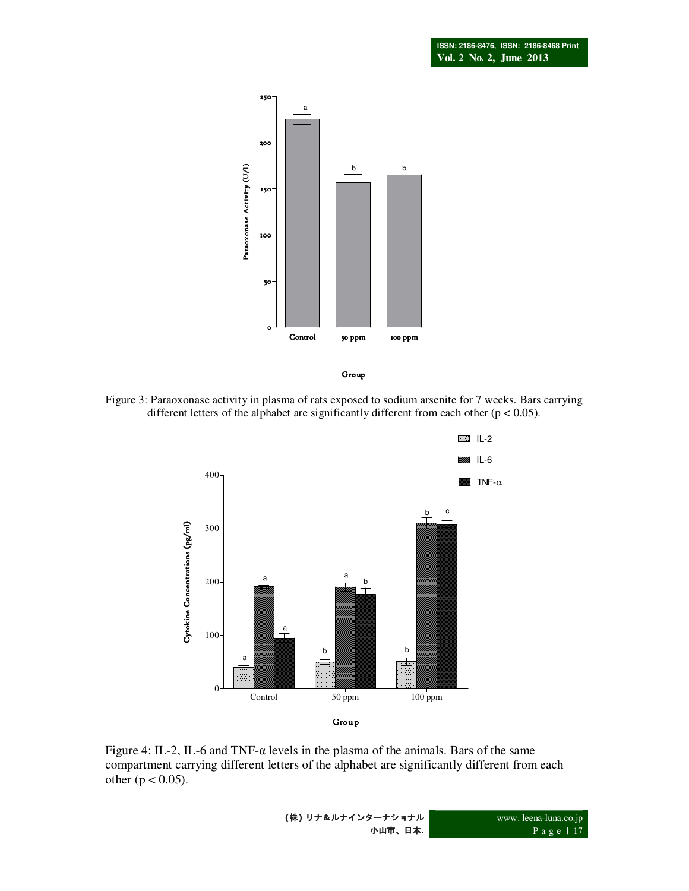Figure 3: Paraoxonase activity in plasma of rats exposed to sodium arsenite for 7 weeks. Bars carrying different letters of the alphabet are significantly different from each other ($p < 0.05$).

Figure 4: IL-2, IL-6 and TNF-α levels in the plasma of the animals. Bars of the same compartment carrying different letters of the alphabet are significantly different from each other ($p < 0.05$).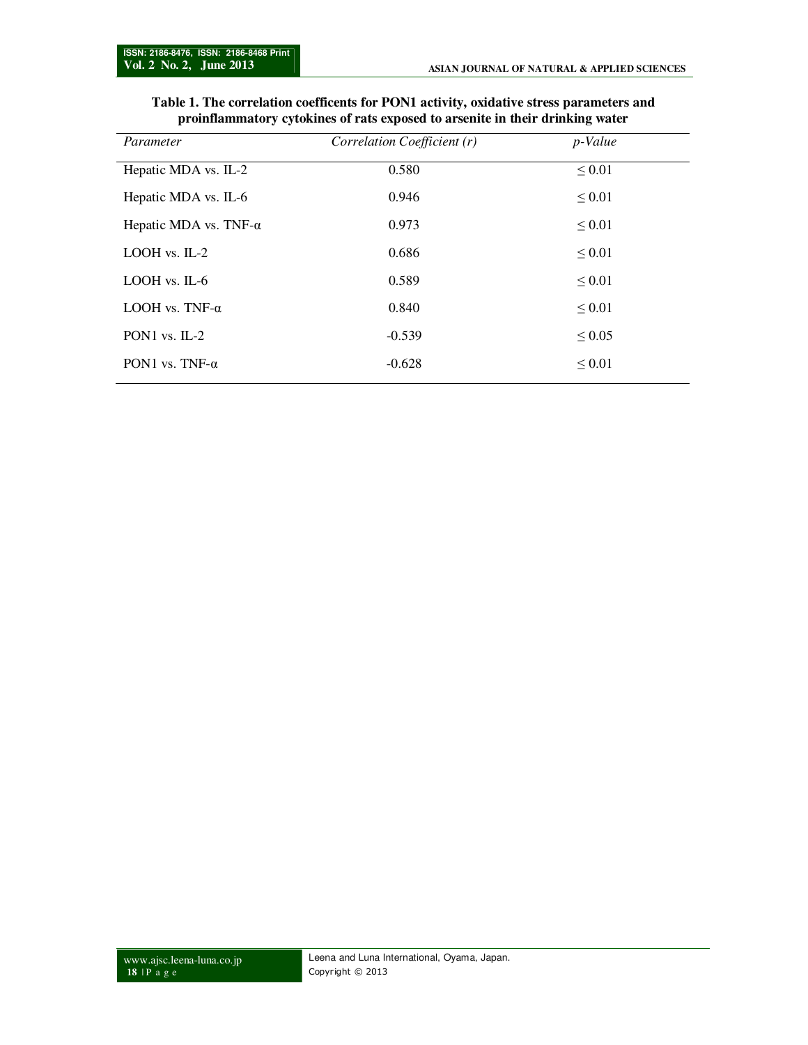**Table 1. The correlation coefficents for PON1 activity, oxidative stress parameters and proinflammatory cytokines of rats exposed to arsenite in their drinking water**

| *Parameter* | *Correlation Coefficient (r)* | *p-Value* |
|---|---|---|
| Hepatic MDA vs. IL-2 | 0.580 | ≤ 0.01 |
| Hepatic MDA vs. IL-6 | 0.946 | ≤ 0.01 |
| Hepatic MDA vs. TNF-α | 0.973 | ≤ 0.01 |
| LOOH vs. IL-2 | 0.686 | ≤ 0.01 |
| LOOH vs. IL-6 | 0.589 | ≤ 0.01 |
| LOOH vs. TNF-α | 0.840 | ≤ 0.01 |
| PON1 vs. IL-2 | -0.539 | ≤ 0.05 |
| PON1 vs. TNF-α | -0.628 | ≤ 0.01 |